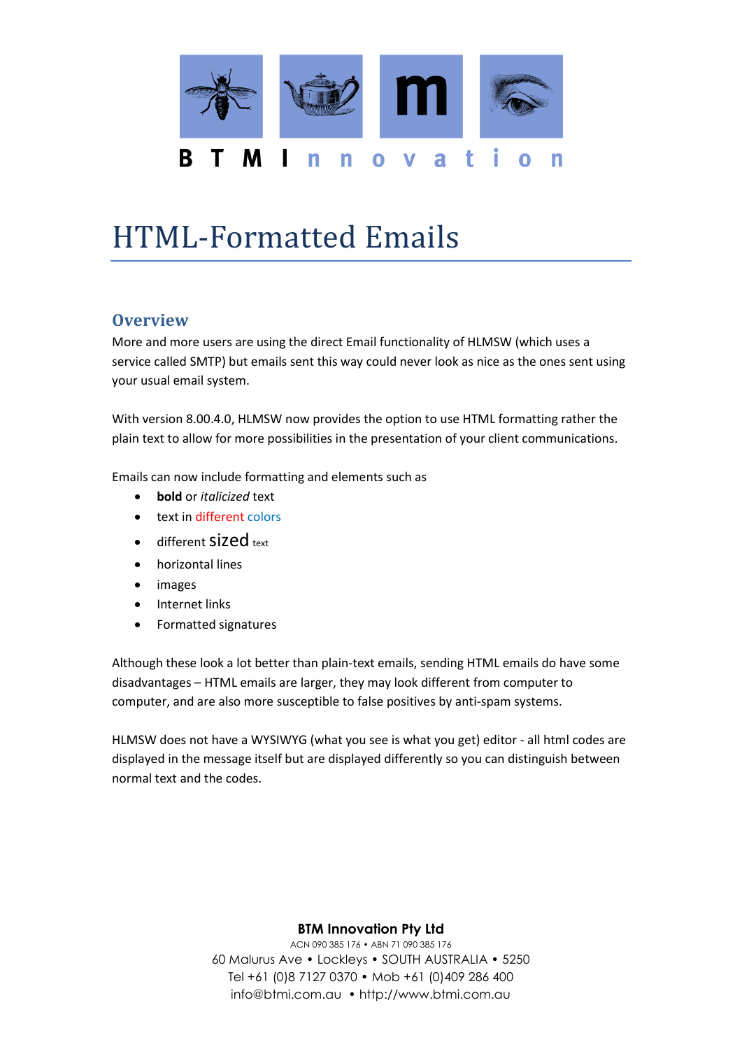B T M I n n o v a t i o n

# HTML-Formatted Emails

## Overview

More and more users are using the direct Email functionality of HLMSW (which uses a service called SMTP) but emails sent this way could never look as nice as the ones sent using your usual email system.

With version 8.00.4.0, HLMSW now provides the option to use HTML formatting rather the plain text to allow for more possibilities in the presentation of your client communications.

Emails can now include formatting and elements such as

- **bold** or *italicized* text
- text in different colors
- different sized text
- horizontal lines
- images
- Internet links
- Formatted signatures

Although these look a lot better than plain-text emails, sending HTML emails do have some disadvantages – HTML emails are larger, they may look different from computer to computer, and are also more susceptible to false positives by anti-spam systems.

HLMSW does not have a WYSIWYG (what you see is what you get) editor - all html codes are displayed in the message itself but are displayed differently so you can distinguish between normal text and the codes.

**BTM Innovation Pty Ltd**
ACN 090 385 176 • ABN 71 090 385 176
60 Malurus Ave • Lockleys • SOUTH AUSTRALIA • 5250
Tel +61 (0)8 7127 0370 • Mob +61 (0)409 286 400
info@btmi.com.au • http://www.btmi.com.au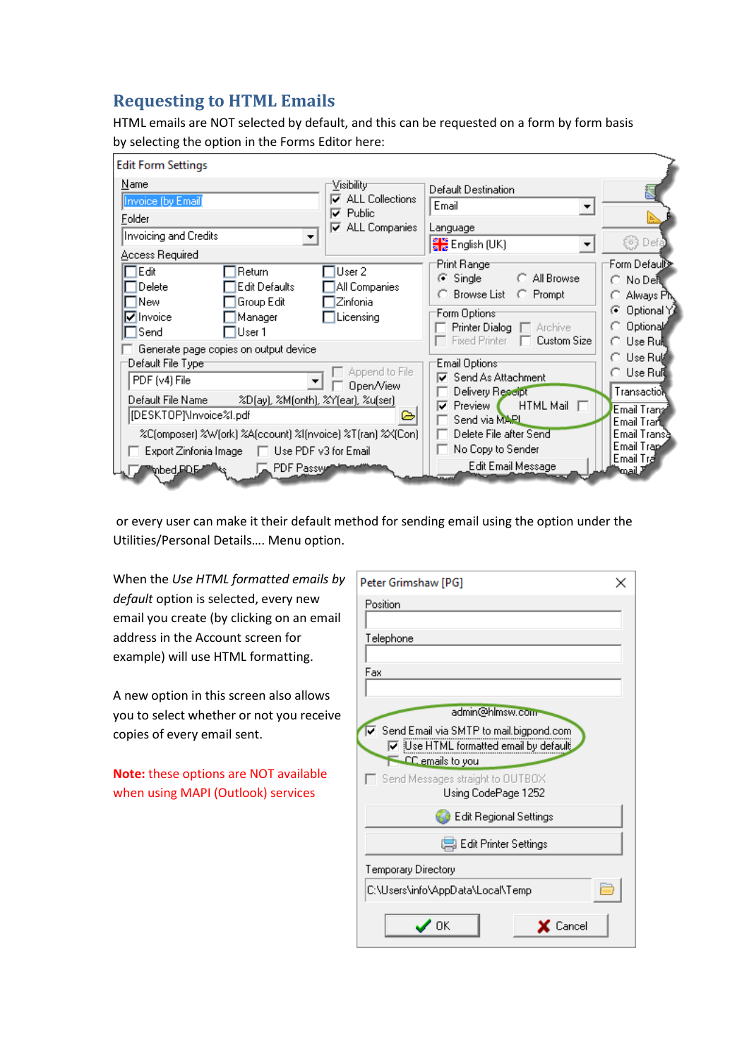## Requesting to HTML Emails

HTML emails are NOT selected by default, and this can be requested on a form by form basis by selecting the option in the Forms Editor here:

or every user can make it their default method for sending email using the option under the Utilities/Personal Details…. Menu option.

When the *Use HTML formatted emails by default* option is selected, every new email you create (by clicking on an email address in the Account screen for example) will use HTML formatting.

A new option in this screen also allows you to select whether or not you receive copies of every email sent.

**Note:** these options are NOT available when using MAPI (Outlook) services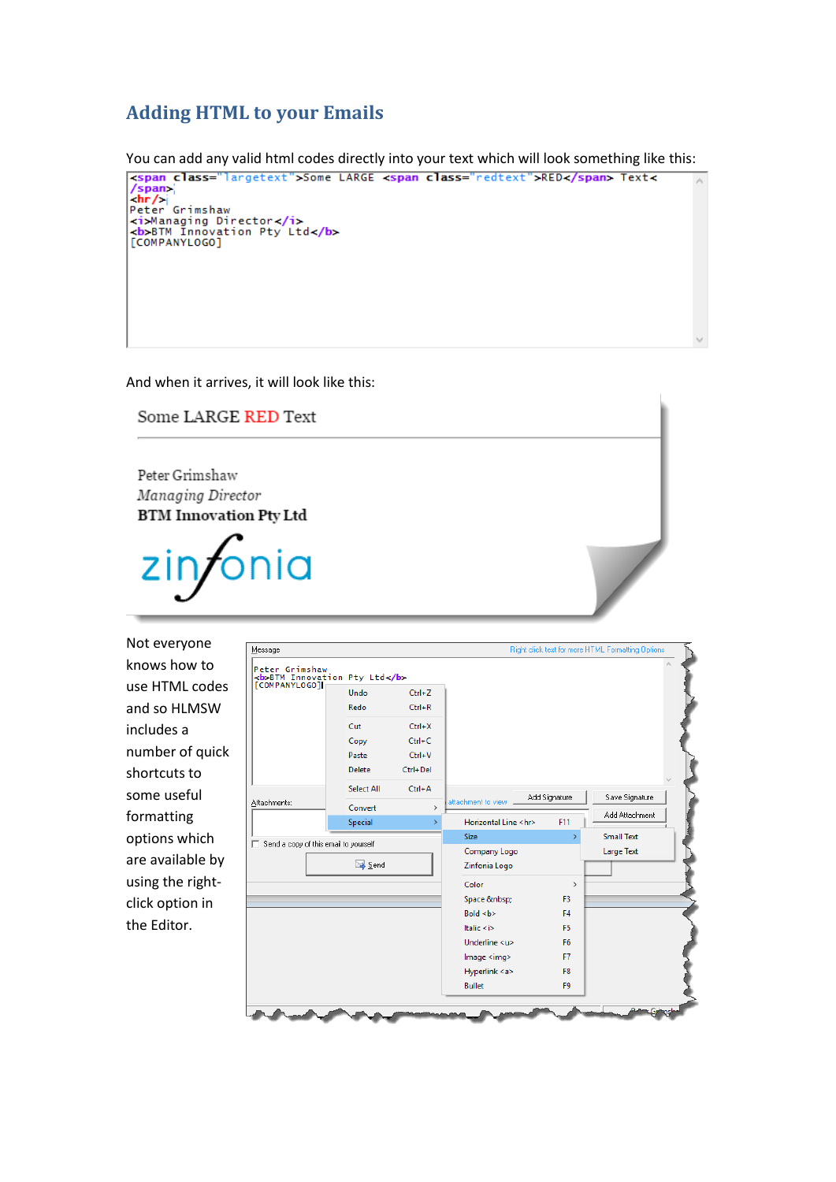## Adding HTML to your Emails

You can add any valid html codes directly into your text which will look something like this:

```
<span class="largetext">Some LARGE <span class="redtext">RED</span> Text</span>
<hr/>
Peter Grimshaw
<i>Managing Director</i>
<b>BTM Innovation Pty Ltd</b>
[COMPANYLOGO]
```

And when it arrives, it will look like this:

Some LARGE RED Text

Peter Grimshaw
*Managing Director*
**BTM Innovation Pty Ltd**

zinfonia

Not everyone knows how to use HTML codes and so HLMSW includes a number of quick shortcuts to some useful formatting options which are available by using the right-click option in the Editor.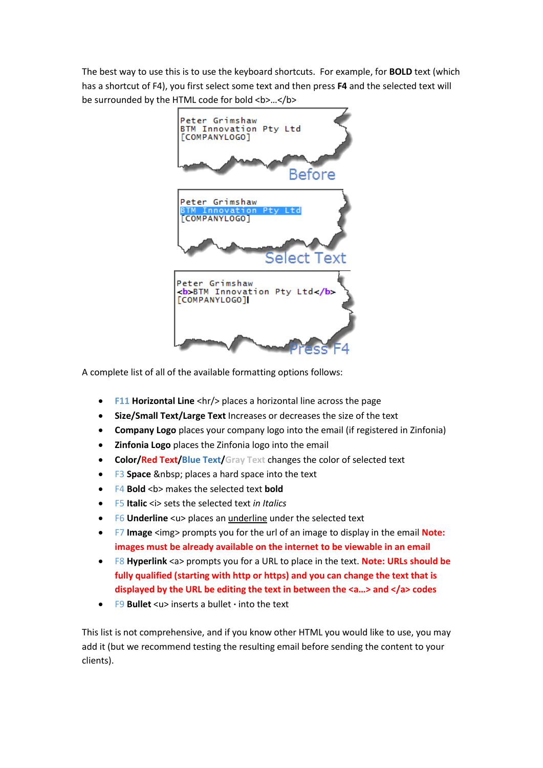The best way to use this is to use the keyboard shortcuts. For example, for **BOLD** text (which has a shortcut of F4), you first select some text and then press **F4** and the selected text will be surrounded by the HTML code for bold <b>…</b>

A complete list of all of the available formatting options follows:

- F11 **Horizontal Line** <hr/> places a horizontal line across the page
- **Size/Small Text/Large Text** Increases or decreases the size of the text
- **Company Logo** places your company logo into the email (if registered in Zinfonia)
- **Zinfonia Logo** places the Zinfonia logo into the email
- **Color/Red Text/Blue Text/Gray Text** changes the color of selected text
- F3 **Space** &nbsp; places a hard space into the text
- F4 **Bold** <b> makes the selected text **bold**
- F5 **Italic** <i> sets the selected text *in Italics*
- F6 **Underline** <u> places an underline under the selected text
- F7 **Image** <img> prompts you for the url of an image to display in the email **Note: images must be already available on the internet to be viewable in an email**
- F8 **Hyperlink** <a> prompts you for a URL to place in the text. **Note: URLs should be fully qualified (starting with http or https) and you can change the text that is displayed by the URL be editing the text in between the <a…> and </a> codes**
- F9 **Bullet** <u> inserts a bullet · into the text

This list is not comprehensive, and if you know other HTML you would like to use, you may add it (but we recommend testing the resulting email before sending the content to your clients).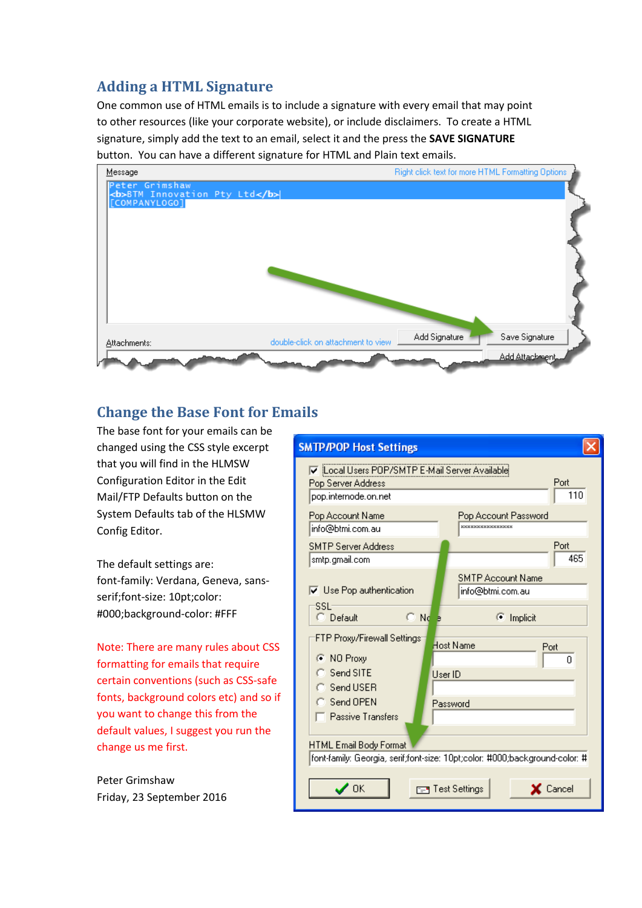## Adding a HTML Signature

One common use of HTML emails is to include a signature with every email that may point to other resources (like your corporate website), or include disclaimers. To create a HTML signature, simply add the text to an email, select it and the press the **SAVE SIGNATURE** button. You can have a different signature for HTML and Plain text emails.

## Change the Base Font for Emails

The base font for your emails can be changed using the CSS style excerpt that you will find in the HLMSW Configuration Editor in the Edit Mail/FTP Defaults button on the System Defaults tab of the HLSMW Config Editor.

The default settings are:
font-family: Verdana, Geneva, sans-serif;font-size: 10pt;color: #000;background-color: #FFF

Note: There are many rules about CSS formatting for emails that require certain conventions (such as CSS-safe fonts, background colors etc) and so if you want to change this from the default values, I suggest you run the change us me first.

Peter Grimshaw
Friday, 23 September 2016